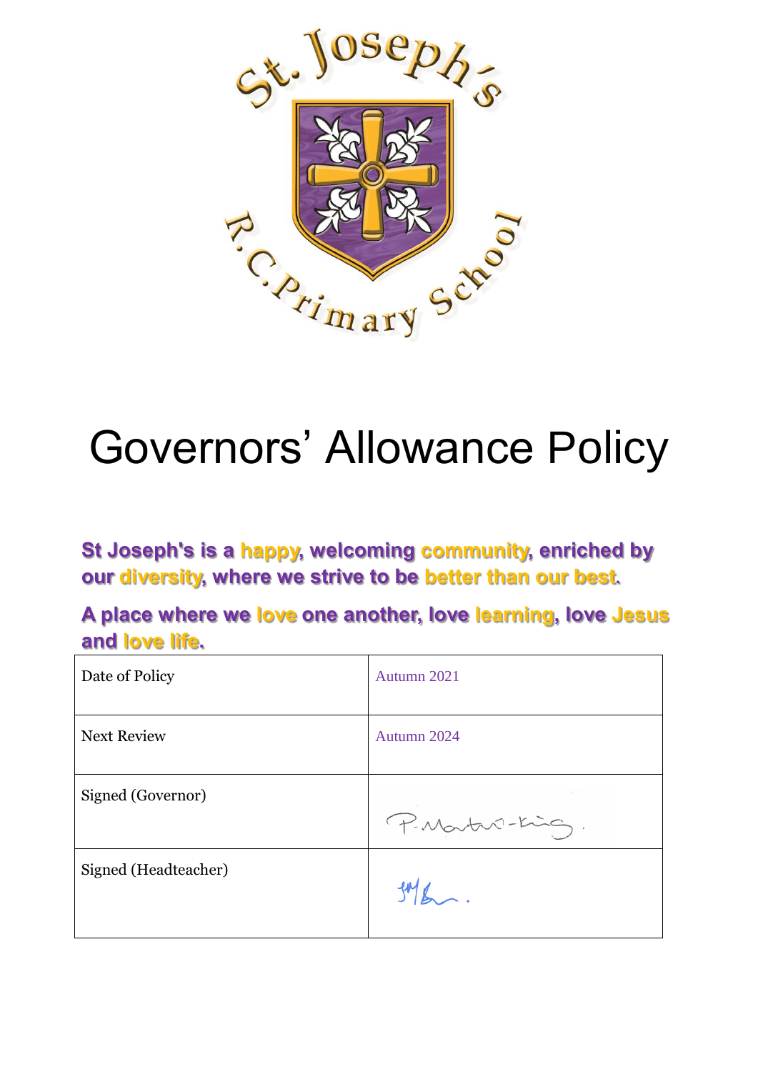# Governors' Allowance Policy

**St Joseph's is a happy, welcoming community, enriched by our diversity, where we strive to be better than our best.**

**A place where we love one another, love learning, love Jesus and love life.**

| Date of Policy | Autumn 2021 |
|---|---|
| Next Review | Autumn 2024 |
| Signed (Governor) | P. Martin-King. |
| Signed (Headteacher) | |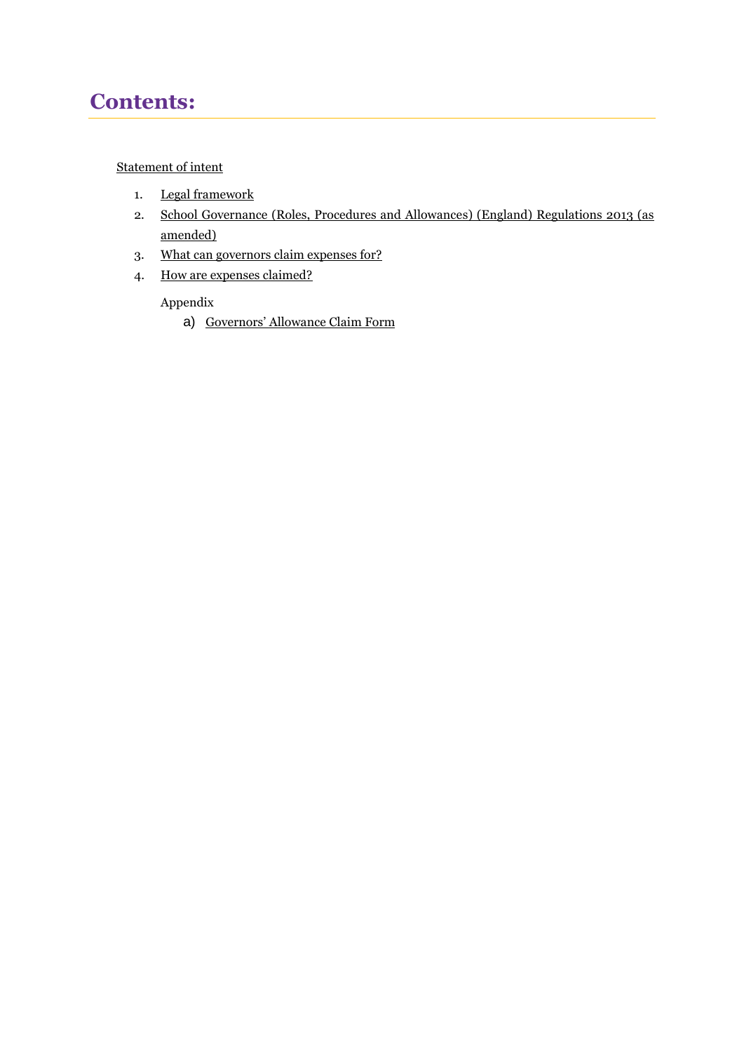# Contents:

Statement of intent

1. Legal framework
2. School Governance (Roles, Procedures and Allowances) (England) Regulations 2013 (as amended)
3. What can governors claim expenses for?
4. How are expenses claimed?

Appendix

a) Governors' Allowance Claim Form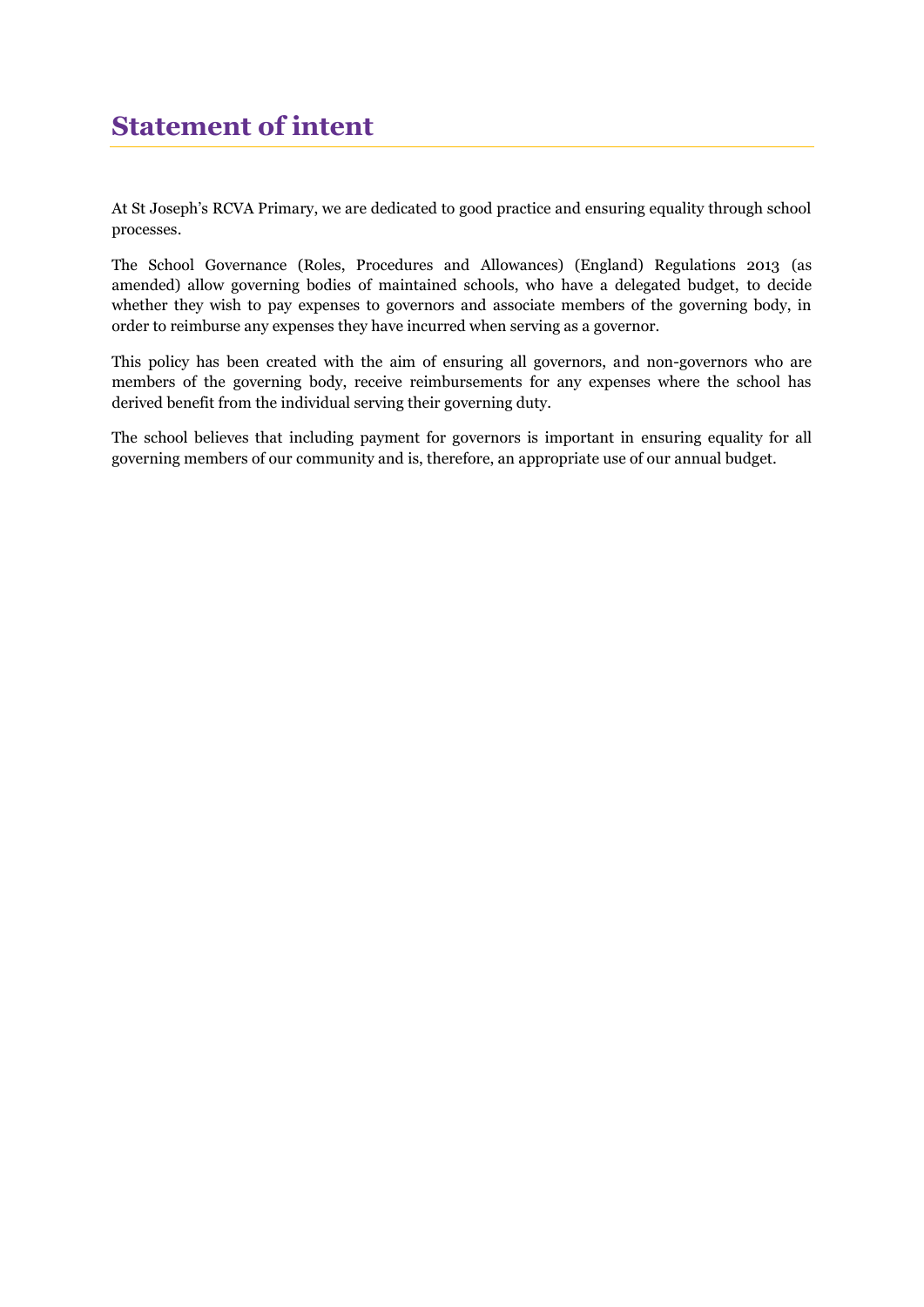# Statement of intent

At St Joseph's RCVA Primary, we are dedicated to good practice and ensuring equality through school processes.

The School Governance (Roles, Procedures and Allowances) (England) Regulations 2013 (as amended) allow governing bodies of maintained schools, who have a delegated budget, to decide whether they wish to pay expenses to governors and associate members of the governing body, in order to reimburse any expenses they have incurred when serving as a governor.

This policy has been created with the aim of ensuring all governors, and non-governors who are members of the governing body, receive reimbursements for any expenses where the school has derived benefit from the individual serving their governing duty.

The school believes that including payment for governors is important in ensuring equality for all governing members of our community and is, therefore, an appropriate use of our annual budget.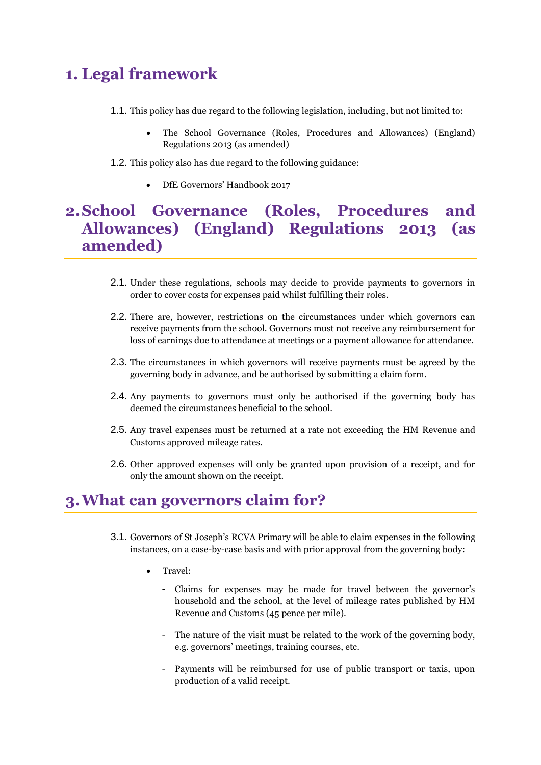# 1. Legal framework

1.1. This policy has due regard to the following legislation, including, but not limited to:

- The School Governance (Roles, Procedures and Allowances) (England) Regulations 2013 (as amended)

1.2. This policy also has due regard to the following guidance:

- DfE Governors' Handbook 2017

# 2. School Governance (Roles, Procedures and Allowances) (England) Regulations 2013 (as amended)

2.1. Under these regulations, schools may decide to provide payments to governors in order to cover costs for expenses paid whilst fulfilling their roles.

2.2. There are, however, restrictions on the circumstances under which governors can receive payments from the school. Governors must not receive any reimbursement for loss of earnings due to attendance at meetings or a payment allowance for attendance.

2.3. The circumstances in which governors will receive payments must be agreed by the governing body in advance, and be authorised by submitting a claim form.

2.4. Any payments to governors must only be authorised if the governing body has deemed the circumstances beneficial to the school.

2.5. Any travel expenses must be returned at a rate not exceeding the HM Revenue and Customs approved mileage rates.

2.6. Other approved expenses will only be granted upon provision of a receipt, and for only the amount shown on the receipt.

# 3. What can governors claim for?

3.1. Governors of St Joseph's RCVA Primary will be able to claim expenses in the following instances, on a case-by-case basis and with prior approval from the governing body:

- Travel:
  - Claims for expenses may be made for travel between the governor's household and the school, at the level of mileage rates published by HM Revenue and Customs (45 pence per mile).
  - The nature of the visit must be related to the work of the governing body, e.g. governors' meetings, training courses, etc.
  - Payments will be reimbursed for use of public transport or taxis, upon production of a valid receipt.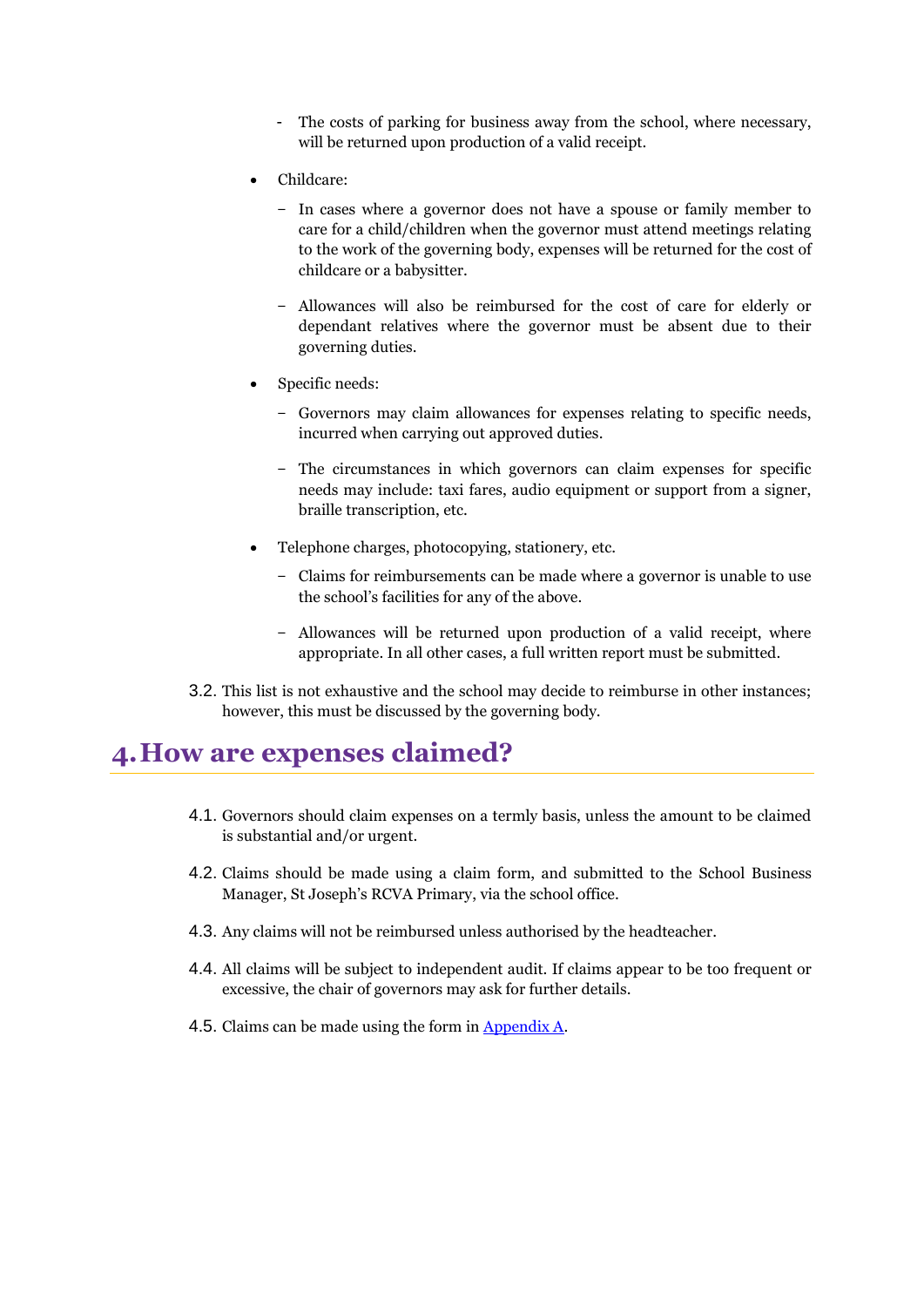- The costs of parking for business away from the school, where necessary, will be returned upon production of a valid receipt.

- Childcare:
  - In cases where a governor does not have a spouse or family member to care for a child/children when the governor must attend meetings relating to the work of the governing body, expenses will be returned for the cost of childcare or a babysitter.
  - Allowances will also be reimbursed for the cost of care for elderly or dependant relatives where the governor must be absent due to their governing duties.

- Specific needs:
  - Governors may claim allowances for expenses relating to specific needs, incurred when carrying out approved duties.
  - The circumstances in which governors can claim expenses for specific needs may include: taxi fares, audio equipment or support from a signer, braille transcription, etc.

- Telephone charges, photocopying, stationery, etc.
  - Claims for reimbursements can be made where a governor is unable to use the school's facilities for any of the above.
  - Allowances will be returned upon production of a valid receipt, where appropriate. In all other cases, a full written report must be submitted.

3.2. This list is not exhaustive and the school may decide to reimburse in other instances; however, this must be discussed by the governing body.

# 4. How are expenses claimed?

4.1. Governors should claim expenses on a termly basis, unless the amount to be claimed is substantial and/or urgent.

4.2. Claims should be made using a claim form, and submitted to the School Business Manager, St Joseph's RCVA Primary, via the school office.

4.3. Any claims will not be reimbursed unless authorised by the headteacher.

4.4. All claims will be subject to independent audit. If claims appear to be too frequent or excessive, the chair of governors may ask for further details.

4.5. Claims can be made using the form in Appendix A.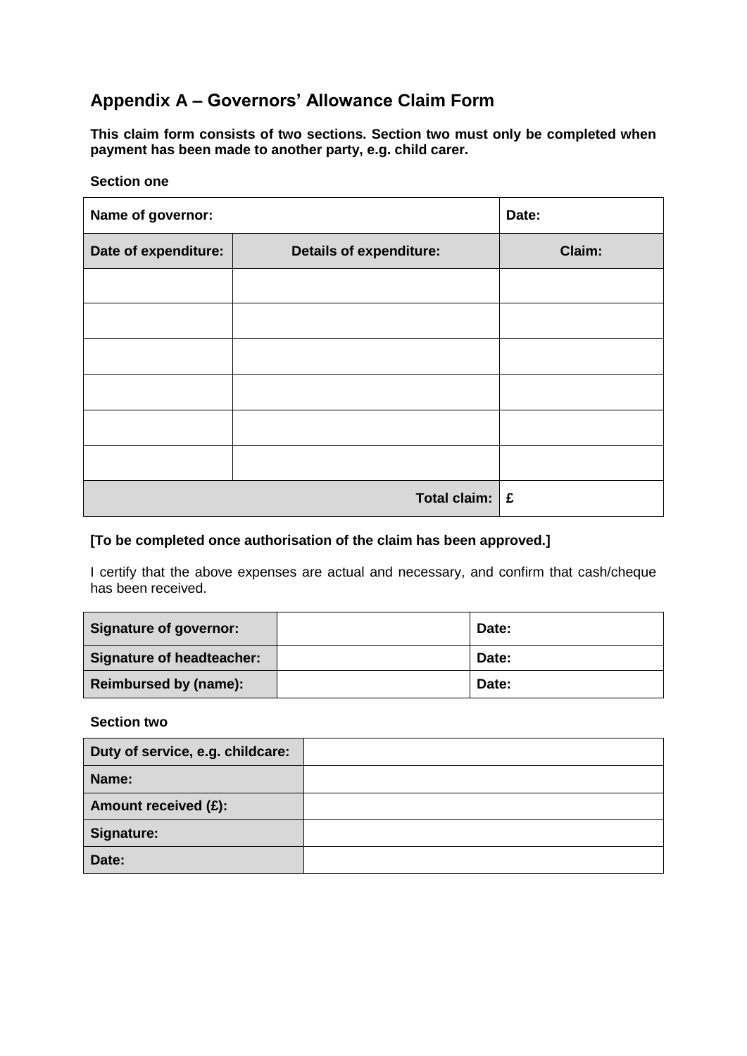## Appendix A – Governors' Allowance Claim Form

**This claim form consists of two sections. Section two must only be completed when payment has been made to another party, e.g. child carer.**

**Section one**

| **Name of governor:** | | **Date:** |
|---|---|---|
| **Date of expenditure:** | **Details of expenditure:** | **Claim:** |
| | | |
| | | |
| | | |
| | | |
| | | |
| | | |
| | **Total claim:** | **£** |

**[To be completed once authorisation of the claim has been approved.]**

I certify that the above expenses are actual and necessary, and confirm that cash/cheque has been received.

| | | |
|---|---|---|
| **Signature of governor:** | | **Date:** |
| **Signature of headteacher:** | | **Date:** |
| **Reimbursed by (name):** | | **Date:** |

**Section two**

| | |
|---|---|
| **Duty of service, e.g. childcare:** | |
| **Name:** | |
| **Amount received (£):** | |
| **Signature:** | |
| **Date:** | |